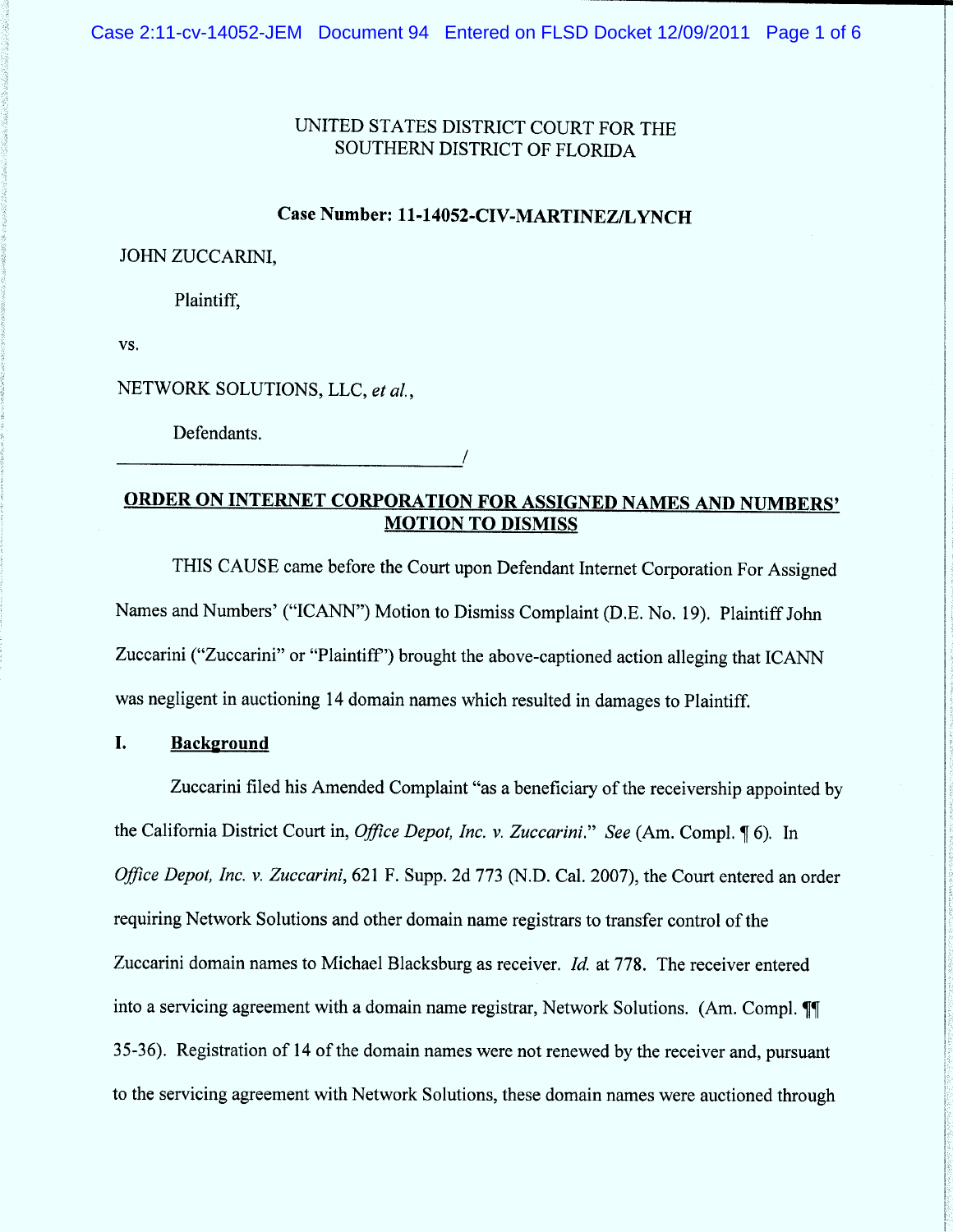UNITED STATES DISTRICT COURT FOR THE
SOUTHERN DISTRICT OF FLORIDA

**Case Number: 11-14052-CIV-MARTINEZ/LYNCH**

JOHN ZUCCARINI,

Plaintiff,

vs.

NETWORK SOLUTIONS, LLC, *et al.*,

Defendants.

_________________________________________/

## ORDER ON INTERNET CORPORATION FOR ASSIGNED NAMES AND NUMBERS' MOTION TO DISMISS

THIS CAUSE came before the Court upon Defendant Internet Corporation For Assigned Names and Numbers' ("ICANN") Motion to Dismiss Complaint (D.E. No. 19). Plaintiff John Zuccarini ("Zuccarini" or "Plaintiff") brought the above-captioned action alleging that ICANN was negligent in auctioning 14 domain names which resulted in damages to Plaintiff.

### I. Background

Zuccarini filed his Amended Complaint "as a beneficiary of the receivership appointed by the California District Court in, *Office Depot, Inc. v. Zuccarini.*" *See* (Am. Compl. ¶ 6). In *Office Depot, Inc. v. Zuccarini*, 621 F. Supp. 2d 773 (N.D. Cal. 2007), the Court entered an order requiring Network Solutions and other domain name registrars to transfer control of the Zuccarini domain names to Michael Blacksburg as receiver. *Id.* at 778. The receiver entered into a servicing agreement with a domain name registrar, Network Solutions. (Am. Compl. ¶¶ 35-36). Registration of 14 of the domain names were not renewed by the receiver and, pursuant to the servicing agreement with Network Solutions, these domain names were auctioned through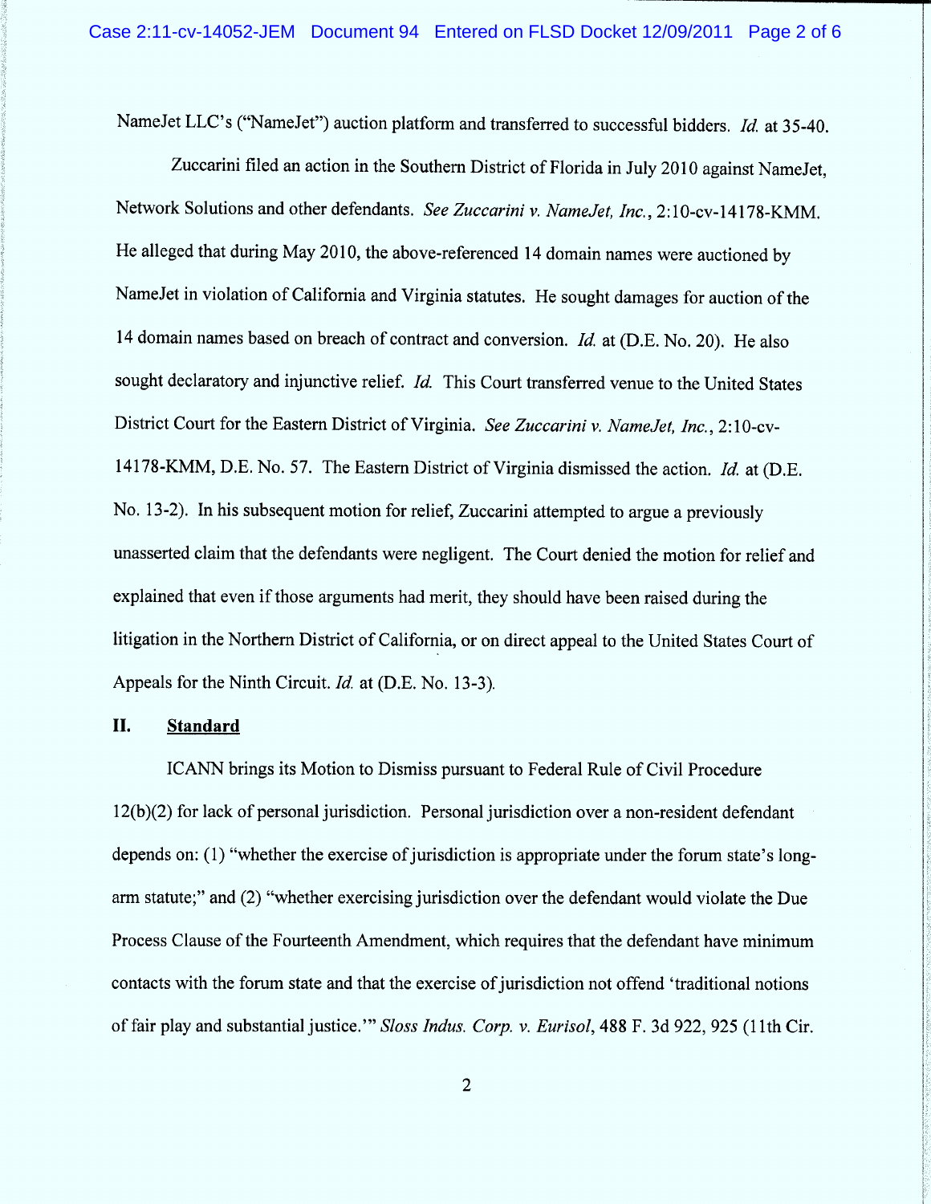NameJet LLC's ("NameJet") auction platform and transferred to successful bidders. *Id.* at 35-40.

Zuccarini filed an action in the Southern District of Florida in July 2010 against NameJet, Network Solutions and other defendants. *See Zuccarini v. NameJet, Inc.*, 2:10-cv-14178-KMM. He alleged that during May 2010, the above-referenced 14 domain names were auctioned by NameJet in violation of California and Virginia statutes. He sought damages for auction of the 14 domain names based on breach of contract and conversion. *Id.* at (D.E. No. 20). He also sought declaratory and injunctive relief. *Id.* This Court transferred venue to the United States District Court for the Eastern District of Virginia. *See Zuccarini v. NameJet, Inc.*, 2:10-cv-14178-KMM, D.E. No. 57. The Eastern District of Virginia dismissed the action. *Id.* at (D.E. No. 13-2). In his subsequent motion for relief, Zuccarini attempted to argue a previously unasserted claim that the defendants were negligent. The Court denied the motion for relief and explained that even if those arguments had merit, they should have been raised during the litigation in the Northern District of California, or on direct appeal to the United States Court of Appeals for the Ninth Circuit. *Id.* at (D.E. No. 13-3).

## II. Standard

ICANN brings its Motion to Dismiss pursuant to Federal Rule of Civil Procedure 12(b)(2) for lack of personal jurisdiction. Personal jurisdiction over a non-resident defendant depends on: (1) "whether the exercise of jurisdiction is appropriate under the forum state's long-arm statute;" and (2) "whether exercising jurisdiction over the defendant would violate the Due Process Clause of the Fourteenth Amendment, which requires that the defendant have minimum contacts with the forum state and that the exercise of jurisdiction not offend 'traditional notions of fair play and substantial justice.'" *Sloss Indus. Corp. v. Eurisol*, 488 F. 3d 922, 925 (11th Cir.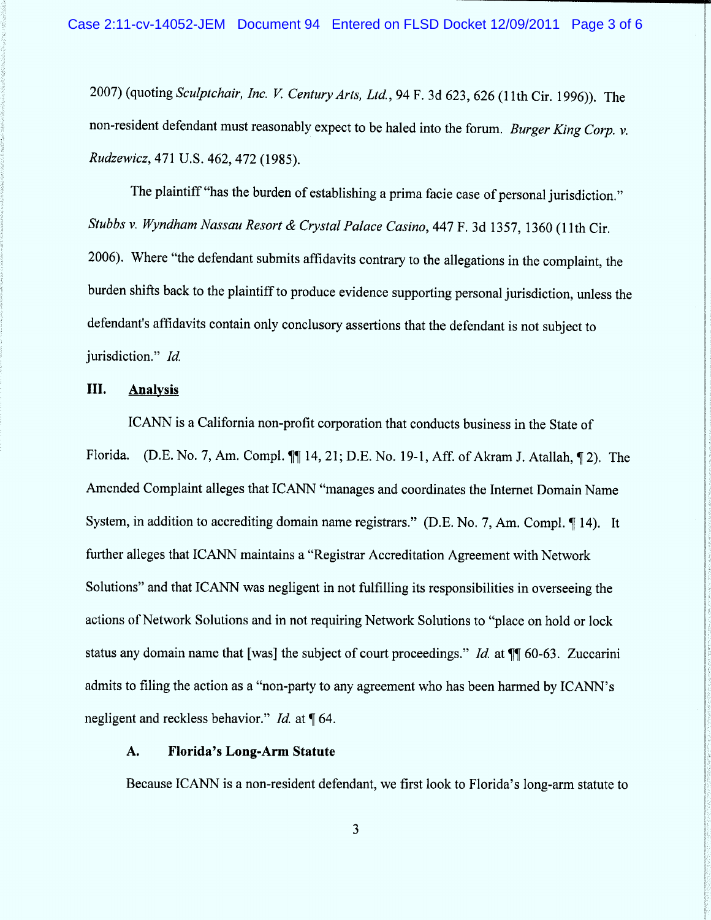2007) (quoting *Sculptchair, Inc. V. Century Arts, Ltd.*, 94 F. 3d 623, 626 (11th Cir. 1996)). The non-resident defendant must reasonably expect to be haled into the forum. *Burger King Corp. v. Rudzewicz*, 471 U.S. 462, 472 (1985).

The plaintiff "has the burden of establishing a prima facie case of personal jurisdiction." *Stubbs v. Wyndham Nassau Resort & Crystal Palace Casino*, 447 F. 3d 1357, 1360 (11th Cir. 2006). Where "the defendant submits affidavits contrary to the allegations in the complaint, the burden shifts back to the plaintiff to produce evidence supporting personal jurisdiction, unless the defendant's affidavits contain only conclusory assertions that the defendant is not subject to jurisdiction." *Id.*

## III. Analysis

ICANN is a California non-profit corporation that conducts business in the State of Florida. (D.E. No. 7, Am. Compl. ¶¶ 14, 21; D.E. No. 19-1, Aff. of Akram J. Atallah, ¶ 2). The Amended Complaint alleges that ICANN "manages and coordinates the Internet Domain Name System, in addition to accrediting domain name registrars." (D.E. No. 7, Am. Compl. ¶ 14). It further alleges that ICANN maintains a "Registrar Accreditation Agreement with Network Solutions" and that ICANN was negligent in not fulfilling its responsibilities in overseeing the actions of Network Solutions and in not requiring Network Solutions to "place on hold or lock status any domain name that [was] the subject of court proceedings." *Id.* at ¶¶ 60-63. Zuccarini admits to filing the action as a "non-party to any agreement who has been harmed by ICANN's negligent and reckless behavior." *Id.* at ¶ 64.

### A. Florida's Long-Arm Statute

Because ICANN is a non-resident defendant, we first look to Florida's long-arm statute to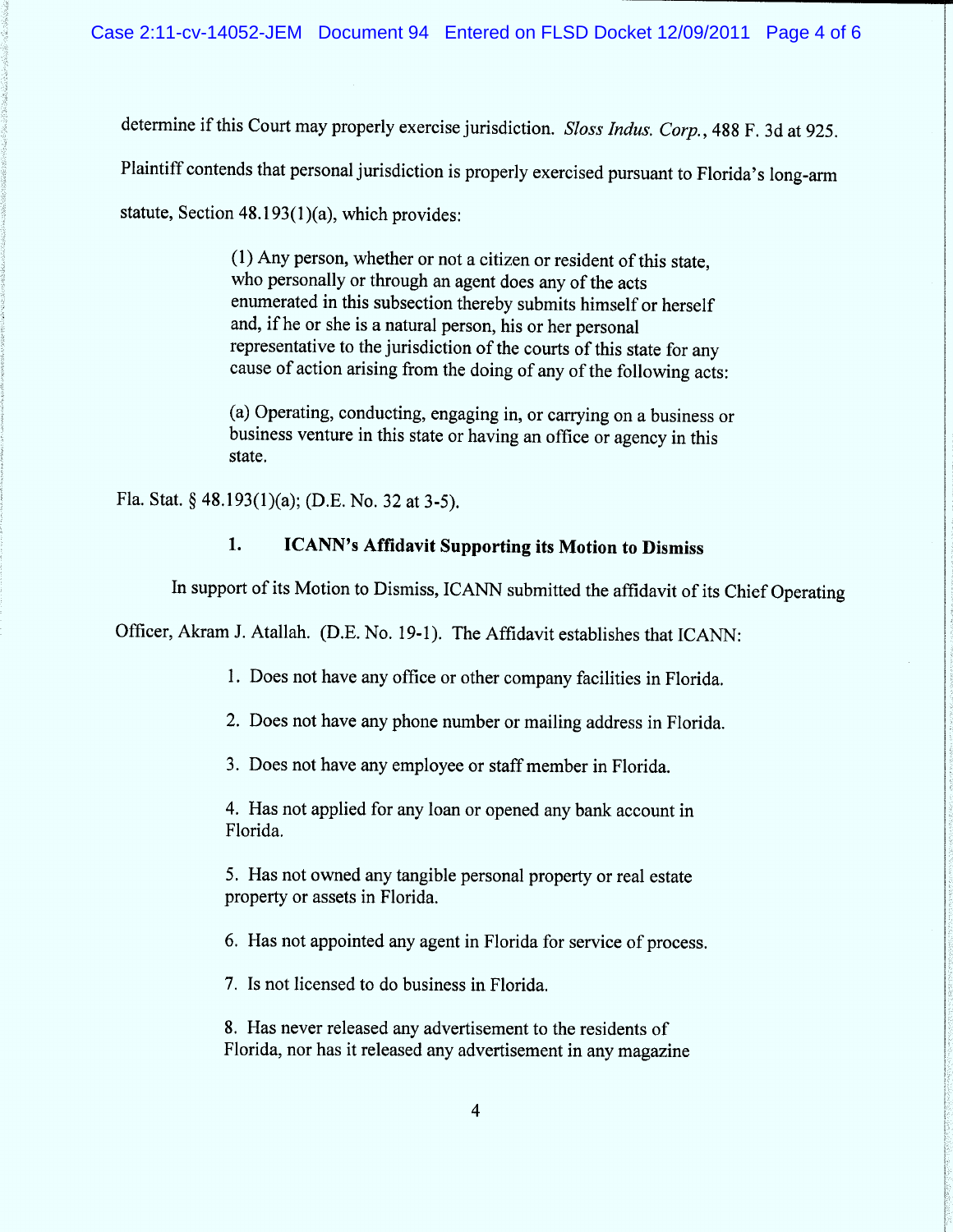determine if this Court may properly exercise jurisdiction. *Sloss Indus. Corp.*, 488 F. 3d at 925. Plaintiff contends that personal jurisdiction is properly exercised pursuant to Florida's long-arm statute, Section 48.193(1)(a), which provides:

> (1) Any person, whether or not a citizen or resident of this state, who personally or through an agent does any of the acts enumerated in this subsection thereby submits himself or herself and, if he or she is a natural person, his or her personal representative to the jurisdiction of the courts of this state for any cause of action arising from the doing of any of the following acts:
>
> (a) Operating, conducting, engaging in, or carrying on a business or business venture in this state or having an office or agency in this state.

Fla. Stat. § 48.193(1)(a); (D.E. No. 32 at 3-5).

### 1. ICANN's Affidavit Supporting its Motion to Dismiss

In support of its Motion to Dismiss, ICANN submitted the affidavit of its Chief Operating Officer, Akram J. Atallah. (D.E. No. 19-1). The Affidavit establishes that ICANN:

1. Does not have any office or other company facilities in Florida.
2. Does not have any phone number or mailing address in Florida.
3. Does not have any employee or staff member in Florida.
4. Has not applied for any loan or opened any bank account in Florida.
5. Has not owned any tangible personal property or real estate property or assets in Florida.
6. Has not appointed any agent in Florida for service of process.
7. Is not licensed to do business in Florida.
8. Has never released any advertisement to the residents of Florida, nor has it released any advertisement in any magazine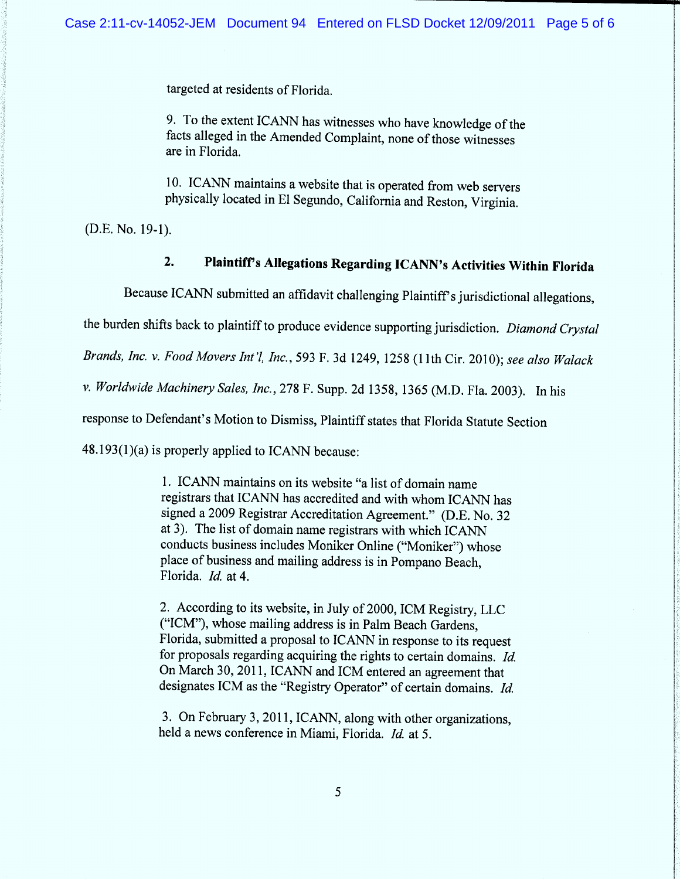> targeted at residents of Florida.
>
> 9. To the extent ICANN has witnesses who have knowledge of the facts alleged in the Amended Complaint, none of those witnesses are in Florida.
>
> 10. ICANN maintains a website that is operated from web servers physically located in El Segundo, California and Reston, Virginia.

(D.E. No. 19-1).

### 2. Plaintiff's Allegations Regarding ICANN's Activities Within Florida

Because ICANN submitted an affidavit challenging Plaintiff's jurisdictional allegations, the burden shifts back to plaintiff to produce evidence supporting jurisdiction. *Diamond Crystal Brands, Inc. v. Food Movers Int'l, Inc.*, 593 F. 3d 1249, 1258 (11th Cir. 2010); *see also Walack v. Worldwide Machinery Sales, Inc.*, 278 F. Supp. 2d 1358, 1365 (M.D. Fla. 2003). In his response to Defendant's Motion to Dismiss, Plaintiff states that Florida Statute Section 48.193(1)(a) is properly applied to ICANN because:

> 1. ICANN maintains on its website "a list of domain name registrars that ICANN has accredited and with whom ICANN has signed a 2009 Registrar Accreditation Agreement." (D.E. No. 32 at 3). The list of domain name registrars with which ICANN conducts business includes Moniker Online ("Moniker") whose place of business and mailing address is in Pompano Beach, Florida. *Id.* at 4.
>
> 2. According to its website, in July of 2000, ICM Registry, LLC ("ICM"), whose mailing address is in Palm Beach Gardens, Florida, submitted a proposal to ICANN in response to its request for proposals regarding acquiring the rights to certain domains. *Id.* On March 30, 2011, ICANN and ICM entered an agreement that designates ICM as the "Registry Operator" of certain domains. *Id.*
>
> 3. On February 3, 2011, ICANN, along with other organizations, held a news conference in Miami, Florida. *Id.* at 5.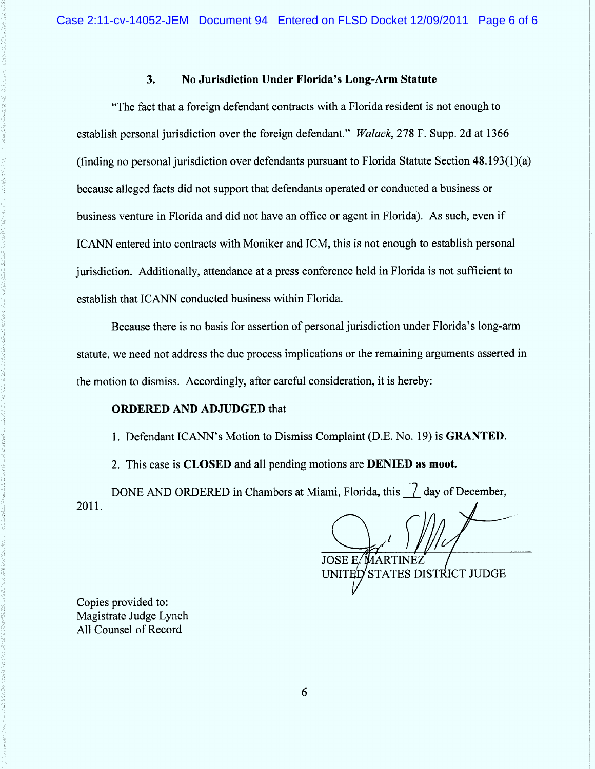### 3. No Jurisdiction Under Florida's Long-Arm Statute

"The fact that a foreign defendant contracts with a Florida resident is not enough to establish personal jurisdiction over the foreign defendant." *Walack*, 278 F. Supp. 2d at 1366 (finding no personal jurisdiction over defendants pursuant to Florida Statute Section 48.193(1)(a) because alleged facts did not support that defendants operated or conducted a business or business venture in Florida and did not have an office or agent in Florida). As such, even if ICANN entered into contracts with Moniker and ICM, this is not enough to establish personal jurisdiction. Additionally, attendance at a press conference held in Florida is not sufficient to establish that ICANN conducted business within Florida.

Because there is no basis for assertion of personal jurisdiction under Florida's long-arm statute, we need not address the due process implications or the remaining arguments asserted in the motion to dismiss. Accordingly, after careful consideration, it is hereby:

**ORDERED AND ADJUDGED** that

1. Defendant ICANN's Motion to Dismiss Complaint (D.E. No. 19) is **GRANTED**.
2. This case is **CLOSED** and all pending motions are **DENIED as moot.**

DONE AND ORDERED in Chambers at Miami, Florida, this 7 day of December, 2011.

JOSE E. MARTINEZ
UNITED STATES DISTRICT JUDGE

Copies provided to:
Magistrate Judge Lynch
All Counsel of Record